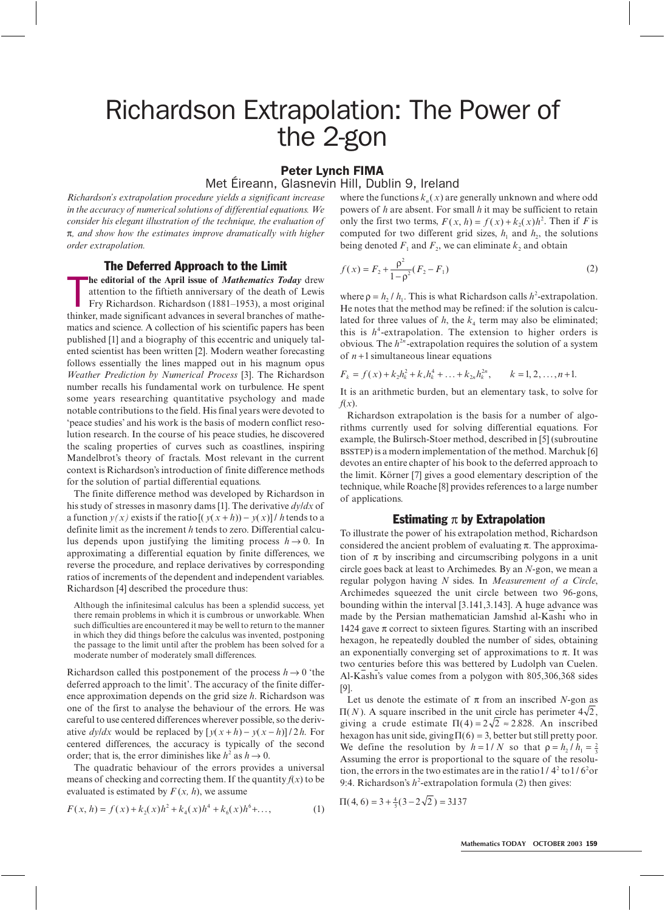# Richardson Extrapolation: The Power of the 2-gon

**Peter Lynch FIMA**

Met Éireann, Glasnevin Hill, Dublin 9, Ireland

*Richardson's extrapolation procedure yields a significant increase in the accuracy of numerical solutions of differential equations. We consider his elegant illustration of the technique, the evaluation of π, and show how the estimates improve dramatically with higher order extrapolation.*

## The Deferred Approach to the Limit

**The editorial of the April issue of *Mathematics Today*** drew attention to the fiftieth anniversary of the death of Lewis Fry Richardson. Richardson (1881–1953), a most original thinker, made significant advances in several branches of mathematics and science. A collection of his scientific papers has been published [1] and a biography of this eccentric and uniquely talented scientist has been written [2]. Modern weather forecasting follows essentially the lines mapped out in his magnum opus *Weather Prediction by Numerical Process* [3]. The Richardson number recalls his fundamental work on turbulence. He spent some years researching quantitative psychology and made notable contributions to the field. His final years were devoted to 'peace studies' and his work is the basis of modern conflict resolution research. In the course of his peace studies, he discovered the scaling properties of curves such as coastlines, inspiring Mandelbrot's theory of fractals. Most relevant in the current context is Richardson's introduction of finite difference methods for the solution of partial differential equations.

The finite difference method was developed by Richardson in his study of stresses in masonry dams [1]. The derivative $dy/dx$ of a function $y(x)$ exists if the ratio $[(y(x+h)) - y(x)]/h$ tends to a definite limit as the increment $h$ tends to zero. Differential calculus depends upon justifying the limiting process $h \to 0$. In approximating a differential equation by finite differences, we reverse the procedure, and replace derivatives by corresponding ratios of increments of the dependent and independent variables. Richardson [4] described the procedure thus:

> Although the infinitesimal calculus has been a splendid success, yet there remain problems in which it is cumbrous or unworkable. When such difficulties are encountered it may be well to return to the manner in which they did things before the calculus was invented, postponing the passage to the limit until after the problem has been solved for a moderate number of moderately small differences.

Richardson called this postponement of the process $h \to 0$ 'the deferred approach to the limit'. The accuracy of the finite difference approximation depends on the grid size $h$. Richardson was one of the first to analyse the behaviour of the errors. He was careful to use centered differences wherever possible, so the derivative $dy/dx$ would be replaced by $[y(x+h) - y(x-h)]/2h$. For centered differences, the accuracy is typically of the second order; that is, the error diminishes like $h^2$ as $h \to 0$.

The quadratic behaviour of the errors provides a universal means of checking and correcting them. If the quantity $f(x)$ to be evaluated is estimated by $F(x, h)$, we assume

$$F(x, h) = f(x) + k_2(x)h^2 + k_4(x)h^4 + k_6(x)h^6 + \ldots, \qquad (1)$$

where the functions $k_n(x)$ are generally unknown and where odd powers of $h$ are absent. For small $h$ it may be sufficient to retain only the first two terms, $F(x, h) = f(x) + k_2(x)h^2$. Then if $F$ is computed for two different grid sizes, $h_1$ and $h_2$, the solutions being denoted $F_1$ and $F_2$, we can eliminate $k_2$ and obtain

$$f(x) = F_2 + \frac{\rho^2}{1-\rho^2}(F_2 - F_1) \qquad (2)$$

where $\rho = h_2/h_1$. This is what Richardson calls $h^2$-extrapolation. He notes that the method may be refined: if the solution is calculated for three values of $h$, the $k_4$ term may also be eliminated; this is $h^4$-extrapolation. The extension to higher orders is obvious. The $h^{2n}$-extrapolation requires the solution of a system of $n+1$ simultaneous linear equations

$$F_k = f(x) + k_2 h_k^2 + k_4 h_k^4 + \ldots + k_{2n} h_k^{2n}, \qquad k = 1, 2, \ldots, n+1.$$

It is an arithmetic burden, but an elementary task, to solve for $f(x)$.

Richardson extrapolation is the basis for a number of algorithms currently used for solving differential equations. For example, the Bulirsch-Stoer method, described in [5] (subroutine BSSTEP) is a modern implementation of the method. Marchuk [6] devotes an entire chapter of his book to the deferred approach to the limit. Körner [7] gives a good elementary description of the technique, while Roache [8] provides references to a large number of applications.

## Estimating π by Extrapolation

To illustrate the power of his extrapolation method, Richardson considered the ancient problem of evaluating π. The approximation of π by inscribing and circumscribing polygons in a unit circle goes back at least to Archimedes. By an $N$-gon, we mean a regular polygon having $N$ sides. In *Measurement of a Circle*, Archimedes squeezed the unit circle between two 96-gons, bounding within the interval [3.141,3.143]. A huge advance was made by the Persian mathematician Jamshīd al-Kāshī who in 1424 gave π correct to sixteen figures. Starting with an inscribed hexagon, he repeatedly doubled the number of sides, obtaining an exponentially converging set of approximations to π. It was two centuries before this was bettered by Ludolph van Cuelen. Al-Kāshī's value comes from a polygon with 805,306,368 sides [9].

Let us denote the estimate of π from an inscribed $N$-gon as $\Pi(N)$. A square inscribed in the unit circle has perimeter $4\sqrt{2}$, giving a crude estimate $\Pi(4) = 2\sqrt{2} \approx 2.828$. An inscribed hexagon has unit side, giving $\Pi(6) = 3$, better but still pretty poor. We define the resolution by $h = 1/N$ so that $\rho = h_2/h_1 = \frac{2}{3}$. Assuming the error is proportional to the square of the resolution, the errors in the two estimates are in the ratio $1/4^2$ to $1/6^2$ or 9:4. Richardson's $h^2$-extrapolation formula (2) then gives:

$$\Pi(4, 6) = 3 + \tfrac{4}{5}(3 - 2\sqrt{2}) = 3.137$$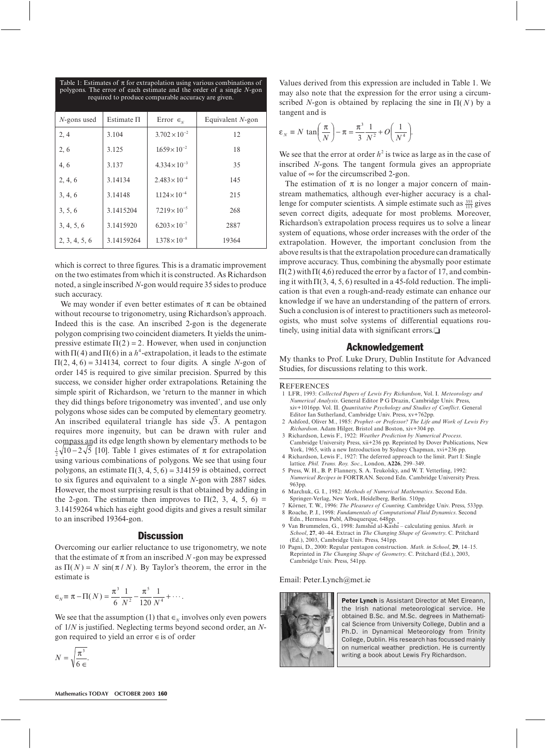Table 1: Estimates of π for extrapolation using various combinations of polygons. The error of each estimate and the order of a single $N$-gon required to produce comparable accuracy are given.

| $N$-gons used | Estimate $\Pi$ | Error $\epsilon_N$ | Equivalent $N$-gon |
|---|---|---|---|
| 2, 4 | 3.104 | $3.702\times10^{-2}$ | 12 |
| 2, 6 | 3.125 | $1.659\times10^{-2}$ | 18 |
| 4, 6 | 3.137 | $4.334\times10^{-3}$ | 35 |
| 2, 4, 6 | 3.14134 | $2.483\times10^{-4}$ | 145 |
| 3, 4, 6 | 3.14148 | $1.124\times10^{-4}$ | 215 |
| 3, 5, 6 | 3.1415204 | $7.219\times10^{-5}$ | 268 |
| 3, 4, 5, 6 | 3.1415920 | $6.203\times10^{-7}$ | 2887 |
| 2, 3, 4, 5, 6 | 3.14159264 | $1.378\times10^{-8}$ | 19364 |

which is correct to three figures. This is a dramatic improvement on the two estimates from which it is constructed. As Richardson noted, a single inscribed $N$-gon would require 35 sides to produce such accuracy.

We may wonder if even better estimates of π can be obtained without recourse to trigonometry, using Richardson's approach. Indeed this is the case. An inscribed 2-gon is the degenerate polygon comprising two coincident diameters. It yields the unimpressive estimate $\Pi(2) = 2$. However, when used in conjunction with $\Pi(4)$ and $\Pi(6)$ in a $h^4$-extrapolation, it leads to the estimate $\Pi(2, 4, 6) = 3.14134$, correct to four digits. A single $N$-gon of order 145 is required to give similar precision. Spurred by this success, we consider higher order extrapolations. Retaining the simple spirit of Richardson, we 'return to the manner in which they did things before trigonometry was invented', and use only polygons whose sides can be computed by elementary geometry. An inscribed equilateral triangle has side $\sqrt{3}$. A pentagon requires more ingenuity, but can be drawn with ruler and compass and its edge length shown by elementary methods to be $\frac{1}{2}\sqrt{10-2\sqrt{5}}$ [10]. Table 1 gives estimates of π for extrapolation using various combinations of polygons. We see that using four polygons, an estimate $\Pi(3, 4, 5, 6) = 3.14159$ is obtained, correct to six figures and equivalent to a single $N$-gon with 2887 sides. However, the most surprising result is that obtained by adding in the 2-gon. The estimate then improves to $\Pi(2, 3, 4, 5, 6) = 3.14159264$ which has eight good digits and gives a result similar to an inscribed 19364-gon.

## Discussion

Overcoming our earlier reluctance to use trigonometry, we note that the estimate of π from an inscribed $N$-gon may be expressed as $\Pi(N) = N\sin(\pi/N)$. By Taylor's theorem, the error in the estimate is

$$\epsilon_N \equiv \pi - \Pi(N) = \frac{\pi^3}{6}\frac{1}{N^2} - \frac{\pi^5}{120}\frac{1}{N^4} + \cdots .$$

We see that the assumption (1) that $\epsilon_N$ involves only even powers of $1/N$ is justified. Neglecting terms beyond second order, an $N$-gon required to yield an error $\epsilon$ is of order

$$N = \sqrt{\frac{\pi^3}{6\epsilon}}.$$

Values derived from this expression are included in Table 1. We may also note that the expression for the error using a circumscribed $N$-gon is obtained by replacing the sine in $\Pi(N)$ by a tangent and is

$$\epsilon_N \equiv N\tan\left(\frac{\pi}{N}\right) - \pi = \frac{\pi^3}{3}\frac{1}{N^2} + O\left(\frac{1}{N^4}\right).$$

We see that the error at order $h^2$ is twice as large as in the case of inscribed $N$-gons. The tangent formula gives an appropriate value of $\infty$ for the circumscribed 2-gon.

The estimation of π is no longer a major concern of mainstream mathematics, although ever-higher accuracy is a challenge for computer scientists. A simple estimate such as $\frac{355}{113}$ gives seven correct digits, adequate for most problems. Moreover, Richardson's extrapolation process requires us to solve a linear system of equations, whose order increases with the order of the extrapolation. However, the important conclusion from the above results is that the extrapolation procedure can dramatically improve accuracy. Thus, combining the abysmally poor estimate $\Pi(2)$ with $\Pi(4,6)$ reduced the error by a factor of 17, and combining it with $\Pi(3, 4, 5, 6)$ resulted in a 45-fold reduction. The implication is that even a rough-and-ready estimate can enhance our knowledge if we have an understanding of the pattern of errors. Such a conclusion is of interest to practitioners such as meteorologists, who must solve systems of differential equations routinely, using initial data with significant errors.❑

## Acknowledgement

My thanks to Prof. Luke Drury, Dublin Institute for Advanced Studies, for discussions relating to this work.

### References

1. LFR, 1993: *Collected Papers of Lewis Fry Richardson*, Vol. I. *Meteorology and Numerical Analysis*. General Editor P G Drazin, Cambridge Univ. Press, xiv+1016pp. Vol. II. *Quantitative Psychology and Studies of Conflict*. General Editor Ian Sutherland, Cambridge Univ. Press, xv+762pp.
2. Ashford, Oliver M., 1985: *Prophet–or Professor? The Life and Work of Lewis Fry Richardson*. Adam Hilger, Bristol and Boston, xiv+304 pp.
3. Richardson, Lewis F., 1922: *Weather Prediction by Numerical Process*. Cambridge University Press, xii+236 pp. Reprinted by Dover Publications, New York, 1965, with a new Introduction by Sydney Chapman, xvi+236 pp.
4. Richardson, Lewis F., 1927: The deferred approach to the limit. Part I: Single lattice. *Phil. Trans. Roy. Soc.*, London, **A226**, 299–349.
5. Press, W. H., B. P. Flannery, S. A. Teukolsky, and W. T. Vetterling, 1992: *Numerical Recipes in* FORTRAN. Second Edn. Cambridge University Press. 963pp.
6. Marchuk, G. I., 1982: *Methods of Numerical Mathematics*. Second Edn. Springer-Verlag, New York, Heidelberg, Berlin. 510pp.
7. Körner, T. W., 1996: *The Pleasures of Counting*. Cambridge Univ. Press, 533pp.
8. Roache, P. J., 1998: *Fundamentals of Computational Fluid Dynamics*. Second Edn., Hermosa Publ, Albuquerque, 648pp.
9. Van Brummelen, G., 1998: Jamshid al-Kāshī – calculating genius. *Math. in School*, **27**, 40–44. Extract in *The Changing Shape of Geometry*. C. Pritchard (Ed.), 2003, Cambridge Univ. Press, 541pp.
10. Pagni, D., 2000: Regular pentagon construction. *Math. in School*, **29**, 14–15. Reprinted in *The Changing Shape of Geometry*. C. Pritchard (Ed.), 2003, Cambridge Univ. Press, 541pp.

Email: Peter.Lynch@met.ie

**Peter Lynch** is Assistant Director at Met Eireann, the Irish national meteorological service. He obtained B.Sc. and M.Sc. degrees in Mathematical Science from University College, Dublin and a Ph.D. in Dynamical Meteorology from Trinity College, Dublin. His research has focussed mainly on numerical weather prediction. He is currently writing a book about Lewis Fry Richardson.